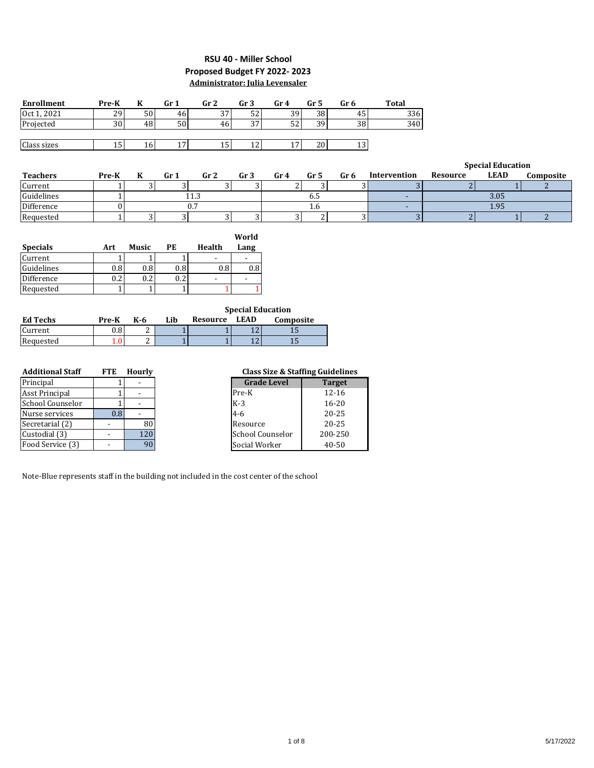# RSU 40 - Miller School

## Proposed Budget FY 2022- 2023

**Administrator: Julia Levensaler**

| Enrollment | Pre-K | K | Gr 1 | Gr 2 | Gr 3 | Gr 4 | Gr 5 | Gr 6 | Total |
|---|---|---|---|---|---|---|---|---|---|
| Oct 1, 2021 | 29 | 50 | 46 | 37 | 52 | 39 | 38 | 45 | 336 |
| Projected | 30 | 48 | 50 | 46 | 37 | 52 | 39 | 38 | 340 |
| | | | | | | | | | |
| Class sizes | 15 | 16 | 17 | 15 | 12 | 17 | 20 | 13 | |

| | | | | | | | | | | Special Education | | |
|---|---|---|---|---|---|---|---|---|---|---|---|---|
| Teachers | Pre-K | K | Gr 1 | Gr 2 | Gr 3 | Gr 4 | Gr 5 | Gr 6 | Intervention | Resource | LEAD | Composite |
| Current | 1 | 3 | 3 | 3 | 3 | 2 | 3 | 3 | 3 | 2 | 1 | 2 |
| Guidelines | 1 | | 11.3 | | | | 6.5 | | - | | 3.05 | |
| Difference | 0 | | 0.7 | | | | 1.6 | | - | | 1.95 | |
| Requested | 1 | 3 | 3 | 3 | 3 | 3 | 2 | 3 | 3 | 2 | 1 | 2 |

| Specials | Art | Music | PE | Health | World Lang |
|---|---|---|---|---|---|
| Current | 1 | 1 | 1 | - | - |
| Guidelines | 0.8 | 0.8 | 0.8 | 0.8 | 0.8 |
| Difference | 0.2 | 0.2 | 0.2 | - | - |
| Requested | 1 | 1 | 1 | 1 | 1 |

| | | | | | Special Education | |
|---|---|---|---|---|---|---|
| Ed Techs | Pre-K | K-6 | Lib | Resource | LEAD | Composite |
| Current | 0.8 | 2 | 1 | 1 | 12 | 15 |
| Requested | 1.0 | 2 | 1 | 1 | 12 | 15 |

| Additional Staff | FTE | Hourly |
|---|---|---|
| Principal | 1 | - |
| Asst Principal | 1 | - |
| School Counselor | 1 | - |
| Nurse services | 0.8 | - |
| Secretarial (2) | - | 80 |
| Custodial (3) | - | 120 |
| Food Service (3) | - | 90 |

**Class Size & Staffing Guidelines**

| Grade Level | Target |
|---|---|
| Pre-K | 12-16 |
| K-3 | 16-20 |
| 4-6 | 20-25 |
| Resource | 20-25 |
| School Counselor | 200-250 |
| Social Worker | 40-50 |

Note-Blue represents staff in the building not included in the cost center of the school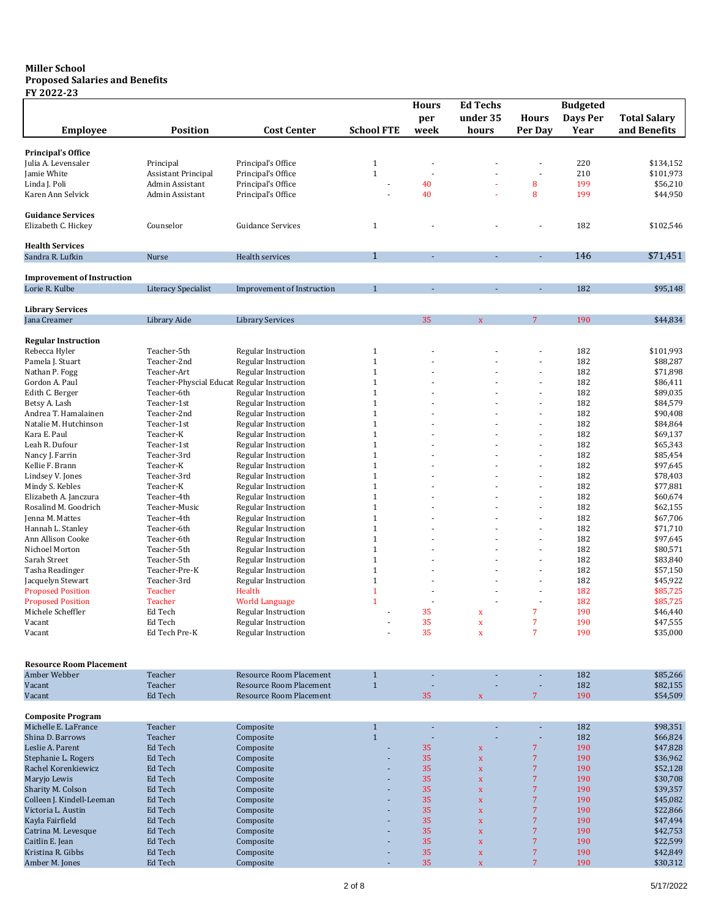**Miller School**
**Proposed Salaries and Benefits**
**FY 2022-23**

| Employee | Position | Cost Center | School FTE | Hours per week | Ed Techs under 35 hours | Hours Per Day | Budgeted Days Per Year | Total Salary and Benefits |
|---|---|---|---|---|---|---|---|---|
| **Principal's Office** | | | | | | | | |
| Julia A. Levensaler | Principal | Principal's Office | 1 | - | - | - | 220 | $134,152 |
| Jamie White | Assistant Principal | Principal's Office | 1 | - | - | - | 210 | $101,973 |
| Linda J. Poli | Admin Assistant | Principal's Office | - | 40 | - | 8 | 199 | $56,210 |
| Karen Ann Selvick | Admin Assistant | Principal's Office | - | 40 | - | 8 | 199 | $44,950 |
| **Guidance Services** | | | | | | | | |
| Elizabeth C. Hickey | Counselor | Guidance Services | 1 | - | - | - | 182 | $102,546 |
| **Health Services** | | | | | | | | |
| Sandra R. Lufkin | Nurse | Health services | 1 | - | - | - | 146 | $71,451 |
| **Improvement of Instruction** | | | | | | | | |
| Lorie R. Kulbe | Literacy Specialist | Improvement of Instruction | 1 | - | - | - | 182 | $95,148 |
| **Library Services** | | | | | | | | |
| Jana Creamer | Library Aide | Library Services | | 35 | x | 7 | 190 | $44,834 |
| **Regular Instruction** | | | | | | | | |
| Rebecca Hyler | Teacher-5th | Regular Instruction | 1 | - | - | - | 182 | $101,993 |
| Pamela J. Stuart | Teacher-2nd | Regular Instruction | 1 | - | - | - | 182 | $88,287 |
| Nathan P. Fogg | Teacher-Art | Regular Instruction | 1 | - | - | - | 182 | $71,898 |
| Gordon A. Paul | Teacher-Physcial Educat | Regular Instruction | 1 | - | - | - | 182 | $86,411 |
| Edith C. Berger | Teacher-6th | Regular Instruction | 1 | - | - | - | 182 | $89,035 |
| Betsy A. Lash | Teacher-1st | Regular Instruction | 1 | - | - | - | 182 | $84,579 |
| Andrea T. Hamalainen | Teacher-2nd | Regular Instruction | 1 | - | - | - | 182 | $90,408 |
| Natalie M. Hutchinson | Teacher-1st | Regular Instruction | 1 | - | - | - | 182 | $84,864 |
| Kara E. Paul | Teacher-K | Regular Instruction | 1 | - | - | - | 182 | $69,137 |
| Leah R. Dufour | Teacher-1st | Regular Instruction | 1 | - | - | - | 182 | $65,343 |
| Nancy J. Farrin | Teacher-3rd | Regular Instruction | 1 | - | - | - | 182 | $85,454 |
| Kellie F. Brann | Teacher-K | Regular Instruction | 1 | - | - | - | 182 | $97,645 |
| Lindsey V. Jones | Teacher-3rd | Regular Instruction | 1 | - | - | - | 182 | $78,403 |
| Mindy S. Kebles | Teacher-K | Regular Instruction | 1 | - | - | - | 182 | $77,881 |
| Elizabeth A. Janczura | Teacher-4th | Regular Instruction | 1 | - | - | - | 182 | $60,674 |
| Rosalind M. Goodrich | Teacher-Music | Regular Instruction | 1 | - | - | - | 182 | $62,155 |
| Jenna M. Mattes | Teacher-4th | Regular Instruction | 1 | - | - | - | 182 | $67,706 |
| Hannah L. Stanley | Teacher-6th | Regular Instruction | 1 | - | - | - | 182 | $71,710 |
| Ann Allison Cooke | Teacher-6th | Regular Instruction | 1 | - | - | - | 182 | $97,645 |
| Nichoel Morton | Teacher-5th | Regular Instruction | 1 | - | - | - | 182 | $80,571 |
| Sarah Street | Teacher-5th | Regular Instruction | 1 | - | - | - | 182 | $83,840 |
| Tasha Readinger | Teacher-Pre-K | Regular Instruction | 1 | - | - | - | 182 | $57,150 |
| Jacquelyn Stewart | Teacher-3rd | Regular Instruction | 1 | - | - | - | 182 | $45,922 |
| Proposed Position | Teacher | Health | 1 | - | - | - | 182 | $85,725 |
| Proposed Position | Teacher | World Language | 1 | - | - | - | 182 | $85,725 |
| Michele Scheffler | Ed Tech | Regular Instruction | - | 35 | x | 7 | 190 | $46,440 |
| Vacant | Ed Tech | Regular Instruction | - | 35 | x | 7 | 190 | $47,555 |
| Vacant | Ed Tech Pre-K | Regular Instruction | - | 35 | x | 7 | 190 | $35,000 |
| **Resource Room Placement** | | | | | | | | |
| Amber Webber | Teacher | Resource Room Placement | 1 | - | - | - | 182 | $85,266 |
| Vacant | Teacher | Resource Room Placement | 1 | - | - | - | 182 | $82,155 |
| Vacant | Ed Tech | Resource Room Placement | | 35 | x | 7 | 190 | $54,509 |
| **Composite Program** | | | | | | | | |
| Michelle E. LaFrance | Teacher | Composite | 1 | - | - | - | 182 | $98,351 |
| Shina D. Barrows | Teacher | Composite | 1 | - | - | - | 182 | $66,824 |
| Leslie A. Parent | Ed Tech | Composite | - | 35 | x | 7 | 190 | $47,828 |
| Stephanie L. Rogers | Ed Tech | Composite | - | 35 | x | 7 | 190 | $36,962 |
| Rachel Korenkiewicz | Ed Tech | Composite | - | 35 | x | 7 | 190 | $52,128 |
| Maryjo Lewis | Ed Tech | Composite | - | 35 | x | 7 | 190 | $30,708 |
| Sharity M. Colson | Ed Tech | Composite | - | 35 | x | 7 | 190 | $39,357 |
| Colleen J. Kindell-Leeman | Ed Tech | Composite | - | 35 | x | 7 | 190 | $45,082 |
| Victoria L. Austin | Ed Tech | Composite | - | 35 | x | 7 | 190 | $22,866 |
| Kayla Fairfield | Ed Tech | Composite | - | 35 | x | 7 | 190 | $47,494 |
| Catrina M. Levesque | Ed Tech | Composite | - | 35 | x | 7 | 190 | $42,753 |
| Caitlin E. Jean | Ed Tech | Composite | - | 35 | x | 7 | 190 | $22,599 |
| Kristina R. Gibbs | Ed Tech | Composite | - | 35 | x | 7 | 190 | $42,849 |
| Amber M. Jones | Ed Tech | Composite | - | 35 | x | 7 | 190 | $30,312 |

5/17/2022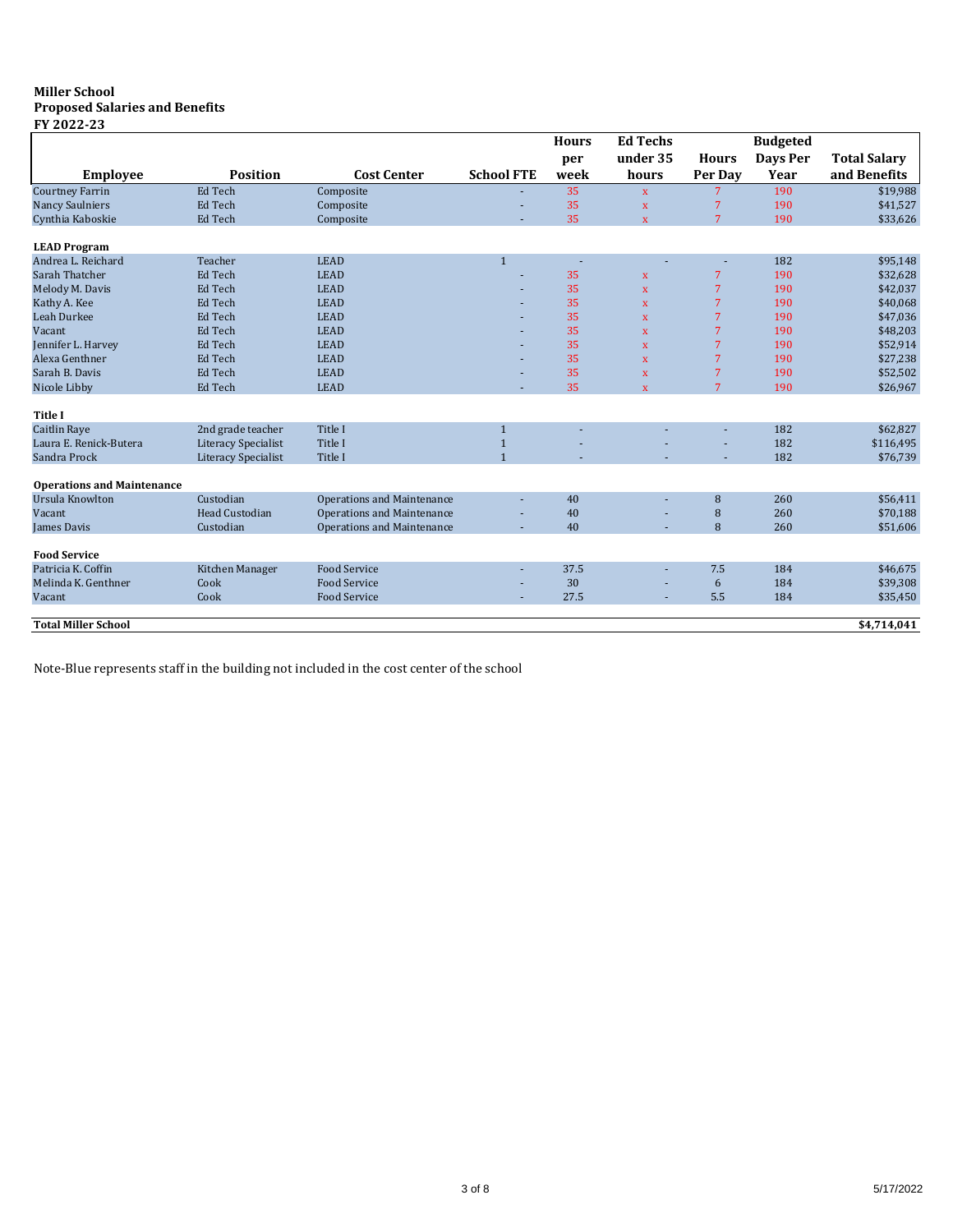**Miller School**
**Proposed Salaries and Benefits**
**FY 2022-23**

| Employee | Position | Cost Center | School FTE | Hours per week | Ed Techs under 35 hours | Hours Per Day | Budgeted Days Per Year | Total Salary and Benefits |
|---|---|---|---|---|---|---|---|---|
| Courtney Farrin | Ed Tech | Composite | - | 35 | x | 7 | 190 | $19,988 |
| Nancy Saulniers | Ed Tech | Composite | - | 35 | x | 7 | 190 | $41,527 |
| Cynthia Kaboskie | Ed Tech | Composite | - | 35 | x | 7 | 190 | $33,626 |
| **LEAD Program** | | | | | | | | |
| Andrea L. Reichard | Teacher | LEAD | 1 | - | - | - | 182 | $95,148 |
| Sarah Thatcher | Ed Tech | LEAD | - | 35 | x | 7 | 190 | $32,628 |
| Melody M. Davis | Ed Tech | LEAD | - | 35 | x | 7 | 190 | $42,037 |
| Kathy A. Kee | Ed Tech | LEAD | - | 35 | x | 7 | 190 | $40,068 |
| Leah Durkee | Ed Tech | LEAD | - | 35 | x | 7 | 190 | $47,036 |
| Vacant | Ed Tech | LEAD | - | 35 | x | 7 | 190 | $48,203 |
| Jennifer L. Harvey | Ed Tech | LEAD | - | 35 | x | 7 | 190 | $52,914 |
| Alexa Genthner | Ed Tech | LEAD | - | 35 | x | 7 | 190 | $27,238 |
| Sarah B. Davis | Ed Tech | LEAD | - | 35 | x | 7 | 190 | $52,502 |
| Nicole Libby | Ed Tech | LEAD | - | 35 | x | 7 | 190 | $26,967 |
| **Title I** | | | | | | | | |
| Caitlin Raye | 2nd grade teacher | Title I | 1 | - | - | - | 182 | $62,827 |
| Laura E. Renick-Butera | Literacy Specialist | Title I | 1 | - | - | - | 182 | $116,495 |
| Sandra Prock | Literacy Specialist | Title I | 1 | - | - | - | 182 | $76,739 |
| **Operations and Maintenance** | | | | | | | | |
| Ursula Knowlton | Custodian | Operations and Maintenance | - | 40 | - | 8 | 260 | $56,411 |
| Vacant | Head Custodian | Operations and Maintenance | - | 40 | - | 8 | 260 | $70,188 |
| James Davis | Custodian | Operations and Maintenance | - | 40 | - | 8 | 260 | $51,606 |
| **Food Service** | | | | | | | | |
| Patricia K. Coffin | Kitchen Manager | Food Service | - | 37.5 | - | 7.5 | 184 | $46,675 |
| Melinda K. Genthner | Cook | Food Service | - | 30 | - | 6 | 184 | $39,308 |
| Vacant | Cook | Food Service | - | 27.5 | - | 5.5 | 184 | $35,450 |
| **Total Miller School** | | | | | | | | **$4,714,041** |

Note-Blue represents staff in the building not included in the cost center of the school

5/17/2022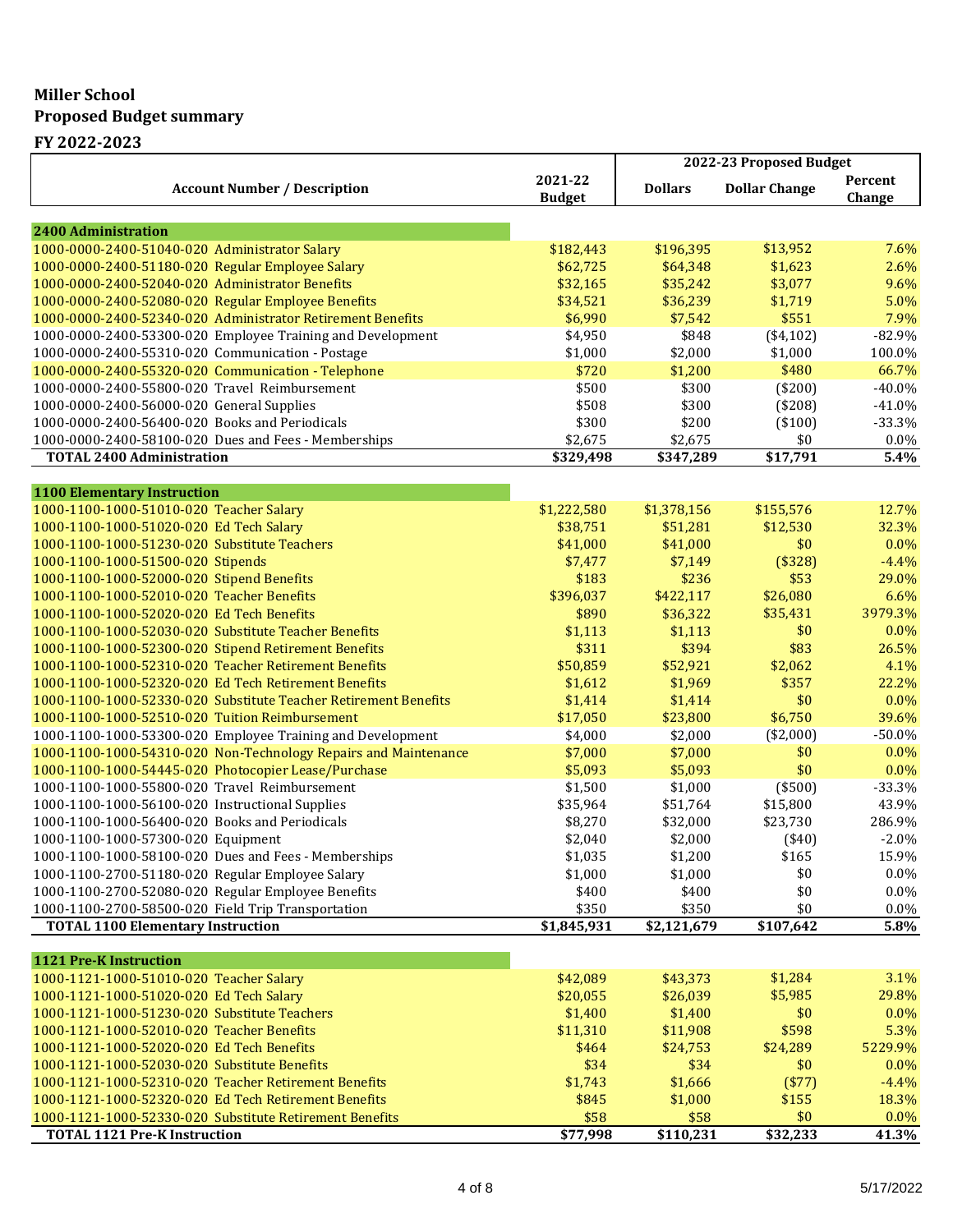**Miller School**
**Proposed Budget summary**
**FY 2022-2023**

| Account Number / Description | 2021-22 Budget | 2022-23 Proposed Budget | | |
|---|---|---|---|---|
| | | Dollars | Dollar Change | Percent Change |
| **2400 Administration** | | | | |
| 1000-0000-2400-51040-020 Administrator Salary | $182,443 | $196,395 | $13,952 | 7.6% |
| 1000-0000-2400-51180-020 Regular Employee Salary | $62,725 | $64,348 | $1,623 | 2.6% |
| 1000-0000-2400-52040-020 Administrator Benefits | $32,165 | $35,242 | $3,077 | 9.6% |
| 1000-0000-2400-52080-020 Regular Employee Benefits | $34,521 | $36,239 | $1,719 | 5.0% |
| 1000-0000-2400-52340-020 Administrator Retirement Benefits | $6,990 | $7,542 | $551 | 7.9% |
| 1000-0000-2400-53300-020 Employee Training and Development | $4,950 | $848 | ($4,102) | -82.9% |
| 1000-0000-2400-55310-020 Communication - Postage | $1,000 | $2,000 | $1,000 | 100.0% |
| 1000-0000-2400-55320-020 Communication - Telephone | $720 | $1,200 | $480 | 66.7% |
| 1000-0000-2400-55800-020 Travel Reimbursement | $500 | $300 | ($200) | -40.0% |
| 1000-0000-2400-56000-020 General Supplies | $508 | $300 | ($208) | -41.0% |
| 1000-0000-2400-56400-020 Books and Periodicals | $300 | $200 | ($100) | -33.3% |
| 1000-0000-2400-58100-020 Dues and Fees - Memberships | $2,675 | $2,675 | $0 | 0.0% |
| **TOTAL 2400 Administration** | **$329,498** | **$347,289** | **$17,791** | **5.4%** |
| **1100 Elementary Instruction** | | | | |
| 1000-1100-1000-51010-020 Teacher Salary | $1,222,580 | $1,378,156 | $155,576 | 12.7% |
| 1000-1100-1000-51020-020 Ed Tech Salary | $38,751 | $51,281 | $12,530 | 32.3% |
| 1000-1100-1000-51230-020 Substitute Teachers | $41,000 | $41,000 | $0 | 0.0% |
| 1000-1100-1000-51500-020 Stipends | $7,477 | $7,149 | ($328) | -4.4% |
| 1000-1100-1000-52000-020 Stipend Benefits | $183 | $236 | $53 | 29.0% |
| 1000-1100-1000-52010-020 Teacher Benefits | $396,037 | $422,117 | $26,080 | 6.6% |
| 1000-1100-1000-52020-020 Ed Tech Benefits | $890 | $36,322 | $35,431 | 3979.3% |
| 1000-1100-1000-52030-020 Substitute Teacher Benefits | $1,113 | $1,113 | $0 | 0.0% |
| 1000-1100-1000-52300-020 Stipend Retirement Benefits | $311 | $394 | $83 | 26.5% |
| 1000-1100-1000-52310-020 Teacher Retirement Benefits | $50,859 | $52,921 | $2,062 | 4.1% |
| 1000-1100-1000-52320-020 Ed Tech Retirement Benefits | $1,612 | $1,969 | $357 | 22.2% |
| 1000-1100-1000-52330-020 Substitute Teacher Retirement Benefits | $1,414 | $1,414 | $0 | 0.0% |
| 1000-1100-1000-52510-020 Tuition Reimbursement | $17,050 | $23,800 | $6,750 | 39.6% |
| 1000-1100-1000-53300-020 Employee Training and Development | $4,000 | $2,000 | ($2,000) | -50.0% |
| 1000-1100-1000-54310-020 Non-Technology Repairs and Maintenance | $7,000 | $7,000 | $0 | 0.0% |
| 1000-1100-1000-54445-020 Photocopier Lease/Purchase | $5,093 | $5,093 | $0 | 0.0% |
| 1000-1100-1000-55800-020 Travel Reimbursement | $1,500 | $1,000 | ($500) | -33.3% |
| 1000-1100-1000-56100-020 Instructional Supplies | $35,964 | $51,764 | $15,800 | 43.9% |
| 1000-1100-1000-56400-020 Books and Periodicals | $8,270 | $32,000 | $23,730 | 286.9% |
| 1000-1100-1000-57300-020 Equipment | $2,040 | $2,000 | ($40) | -2.0% |
| 1000-1100-1000-58100-020 Dues and Fees - Memberships | $1,035 | $1,200 | $165 | 15.9% |
| 1000-1100-2700-51180-020 Regular Employee Salary | $1,000 | $1,000 | $0 | 0.0% |
| 1000-1100-2700-52080-020 Regular Employee Benefits | $400 | $400 | $0 | 0.0% |
| 1000-1100-2700-58500-020 Field Trip Transportation | $350 | $350 | $0 | 0.0% |
| **TOTAL 1100 Elementary Instruction** | **$1,845,931** | **$2,121,679** | **$107,642** | **5.8%** |
| **1121 Pre-K Instruction** | | | | |
| 1000-1121-1000-51010-020 Teacher Salary | $42,089 | $43,373 | $1,284 | 3.1% |
| 1000-1121-1000-51020-020 Ed Tech Salary | $20,055 | $26,039 | $5,985 | 29.8% |
| 1000-1121-1000-51230-020 Substitute Teachers | $1,400 | $1,400 | $0 | 0.0% |
| 1000-1121-1000-52010-020 Teacher Benefits | $11,310 | $11,908 | $598 | 5.3% |
| 1000-1121-1000-52020-020 Ed Tech Benefits | $464 | $24,753 | $24,289 | 5229.9% |
| 1000-1121-1000-52030-020 Substitute Benefits | $34 | $34 | $0 | 0.0% |
| 1000-1121-1000-52310-020 Teacher Retirement Benefits | $1,743 | $1,666 | ($77) | -4.4% |
| 1000-1121-1000-52320-020 Ed Tech Retirement Benefits | $845 | $1,000 | $155 | 18.3% |
| 1000-1121-1000-52330-020 Substitute Retirement Benefits | $58 | $58 | $0 | 0.0% |
| **TOTAL 1121 Pre-K Instruction** | **$77,998** | **$110,231** | **$32,233** | **41.3%** |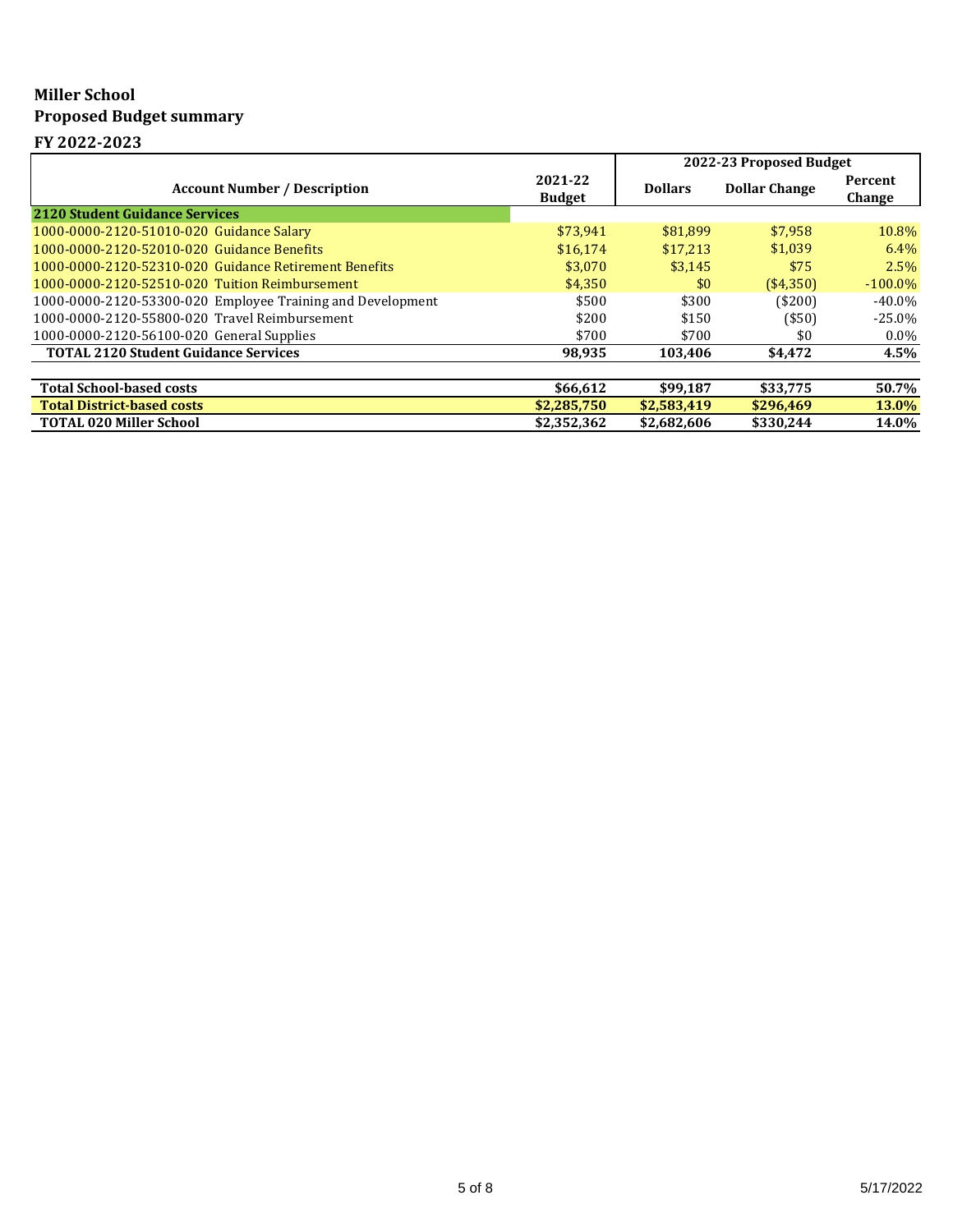**Miller School**
**Proposed Budget summary**
**FY 2022-2023**

| Account Number / Description | 2021-22 Budget | 2022-23 Proposed Budget | | |
|---|---|---|---|---|
| | | Dollars | Dollar Change | Percent Change |
| **2120 Student Guidance Services** | | | | |
| 1000-0000-2120-51010-020 Guidance Salary | $73,941 | $81,899 | $7,958 | 10.8% |
| 1000-0000-2120-52010-020 Guidance Benefits | $16,174 | $17,213 | $1,039 | 6.4% |
| 1000-0000-2120-52310-020 Guidance Retirement Benefits | $3,070 | $3,145 | $75 | 2.5% |
| 1000-0000-2120-52510-020 Tuition Reimbursement | $4,350 | $0 | ($4,350) | -100.0% |
| 1000-0000-2120-53300-020 Employee Training and Development | $500 | $300 | ($200) | -40.0% |
| 1000-0000-2120-55800-020 Travel Reimbursement | $200 | $150 | ($50) | -25.0% |
| 1000-0000-2120-56100-020 General Supplies | $700 | $700 | $0 | 0.0% |
| **TOTAL 2120 Student Guidance Services** | **98,935** | **103,406** | **$4,472** | **4.5%** |
| | | | | |
| **Total School-based costs** | **$66,612** | **$99,187** | **$33,775** | **50.7%** |
| **Total District-based costs** | **$2,285,750** | **$2,583,419** | **$296,469** | **13.0%** |
| **TOTAL 020 Miller School** | **$2,352,362** | **$2,682,606** | **$330,244** | **14.0%** |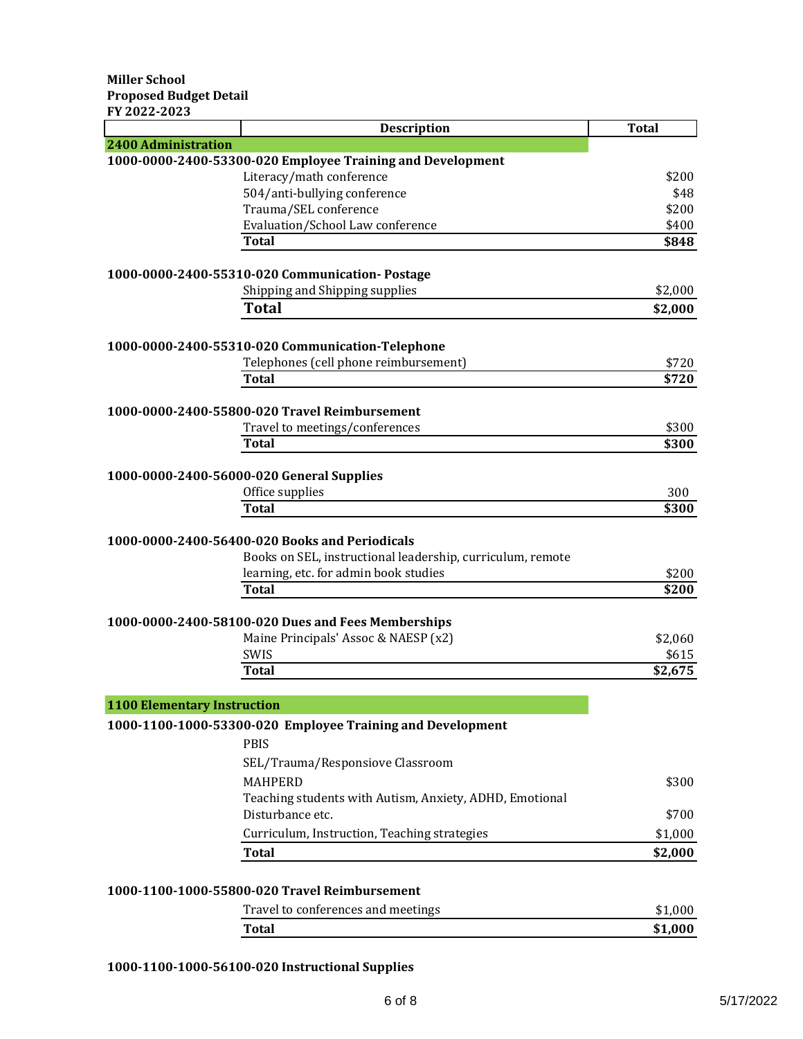**Miller School**
**Proposed Budget Detail**
**FY 2022-2023**

| | Description | Total |
|---|---|---|
| **2400 Administration** | | |
| **1000-0000-2400-53300-020 Employee Training and Development** | | |
| | Literacy/math conference | $200 |
| | 504/anti-bullying conference | $48 |
| | Trauma/SEL conference | $200 |
| | Evaluation/School Law conference | $400 |
| | **Total** | **$848** |
| **1000-0000-2400-55310-020 Communication- Postage** | | |
| | Shipping and Shipping supplies | $2,000 |
| | **Total** | **$2,000** |
| **1000-0000-2400-55310-020 Communication-Telephone** | | |
| | Telephones (cell phone reimbursement) | $720 |
| | **Total** | **$720** |
| **1000-0000-2400-55800-020 Travel Reimbursement** | | |
| | Travel to meetings/conferences | $300 |
| | **Total** | **$300** |
| **1000-0000-2400-56000-020 General Supplies** | | |
| | Office supplies | 300 |
| | **Total** | **$300** |
| **1000-0000-2400-56400-020 Books and Periodicals** | | |
| | Books on SEL, instructional leadership, curriculum, remote learning, etc. for admin book studies | $200 |
| | **Total** | **$200** |
| **1000-0000-2400-58100-020 Dues and Fees Memberships** | | |
| | Maine Principals' Assoc & NAESP (x2) | $2,060 |
| | SWIS | $615 |
| | **Total** | **$2,675** |
| **1100 Elementary Instruction** | | |
| **1000-1100-1000-53300-020 Employee Training and Development** | | |
| | PBIS | |
| | SEL/Trauma/Responsiove Classroom | |
| | MAHPERD | $300 |
| | Teaching students with Autism, Anxiety, ADHD, Emotional Disturbance etc. | $700 |
| | Curriculum, Instruction, Teaching strategies | $1,000 |
| | **Total** | **$2,000** |
| **1000-1100-1000-55800-020 Travel Reimbursement** | | |
| | Travel to conferences and meetings | $1,000 |
| | **Total** | **$1,000** |
| **1000-1100-1000-56100-020 Instructional Supplies** | | |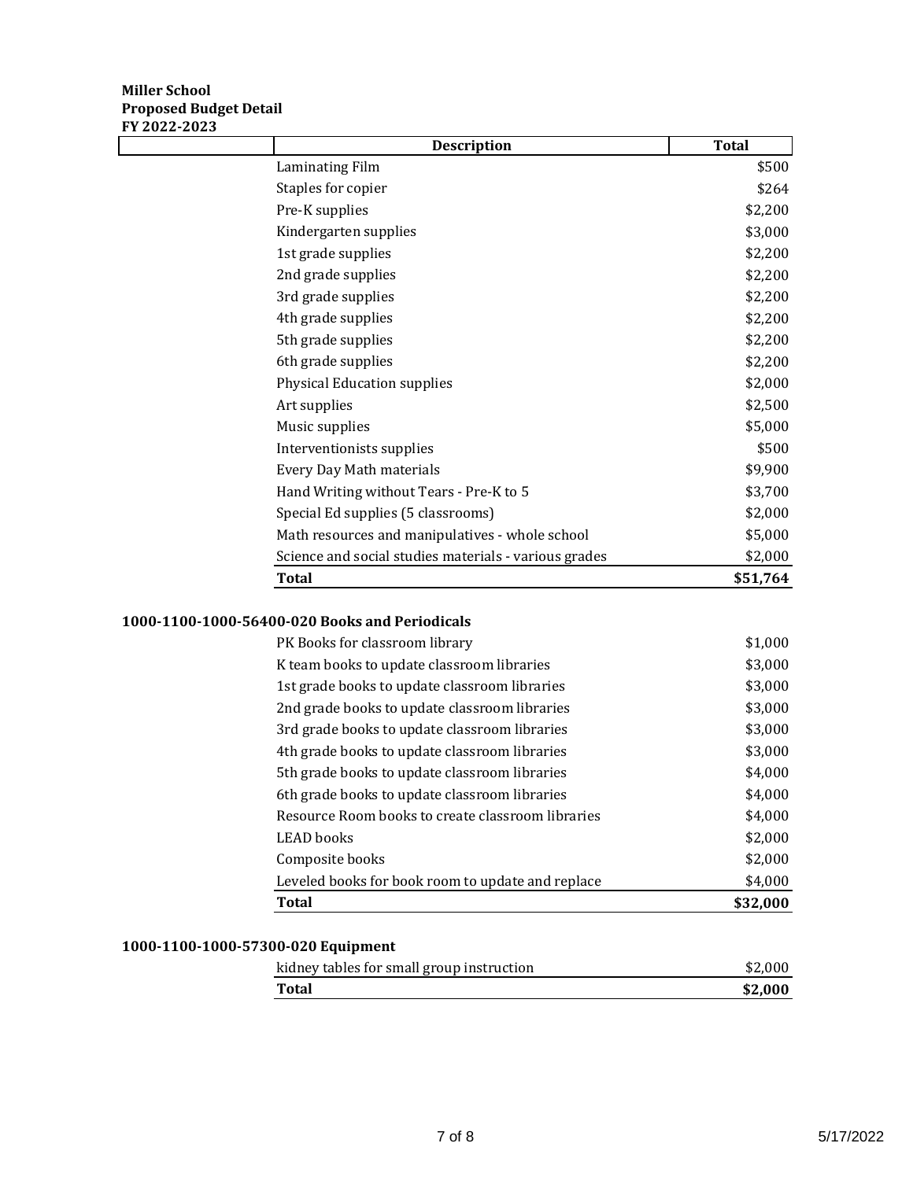**Miller School**
**Proposed Budget Detail**
**FY 2022-2023**

| | Description | Total |
|---|---|---|
| | Laminating Film | $500 |
| | Staples for copier | $264 |
| | Pre-K supplies | $2,200 |
| | Kindergarten supplies | $3,000 |
| | 1st grade supplies | $2,200 |
| | 2nd grade supplies | $2,200 |
| | 3rd grade supplies | $2,200 |
| | 4th grade supplies | $2,200 |
| | 5th grade supplies | $2,200 |
| | 6th grade supplies | $2,200 |
| | Physical Education supplies | $2,000 |
| | Art supplies | $2,500 |
| | Music supplies | $5,000 |
| | Interventionists supplies | $500 |
| | Every Day Math materials | $9,900 |
| | Hand Writing without Tears - Pre-K to 5 | $3,700 |
| | Special Ed supplies (5 classrooms) | $2,000 |
| | Math resources and manipulatives - whole school | $5,000 |
| | Science and social studies materials - various grades | $2,000 |
| | **Total** | **$51,764** |

**1000-1100-1000-56400-020 Books and Periodicals**

| Description | Total |
|---|---|
| PK Books for classroom library | $1,000 |
| K team books to update classroom libraries | $3,000 |
| 1st grade books to update classroom libraries | $3,000 |
| 2nd grade books to update classroom libraries | $3,000 |
| 3rd grade books to update classroom libraries | $3,000 |
| 4th grade books to update classroom libraries | $3,000 |
| 5th grade books to update classroom libraries | $4,000 |
| 6th grade books to update classroom libraries | $4,000 |
| Resource Room books to create classroom libraries | $4,000 |
| LEAD books | $2,000 |
| Composite books | $2,000 |
| Leveled books for book room to update and replace | $4,000 |
| **Total** | **$32,000** |

**1000-1100-1000-57300-020 Equipment**

| Description | Total |
|---|---|
| kidney tables for small group instruction | $2,000 |
| **Total** | **$2,000** |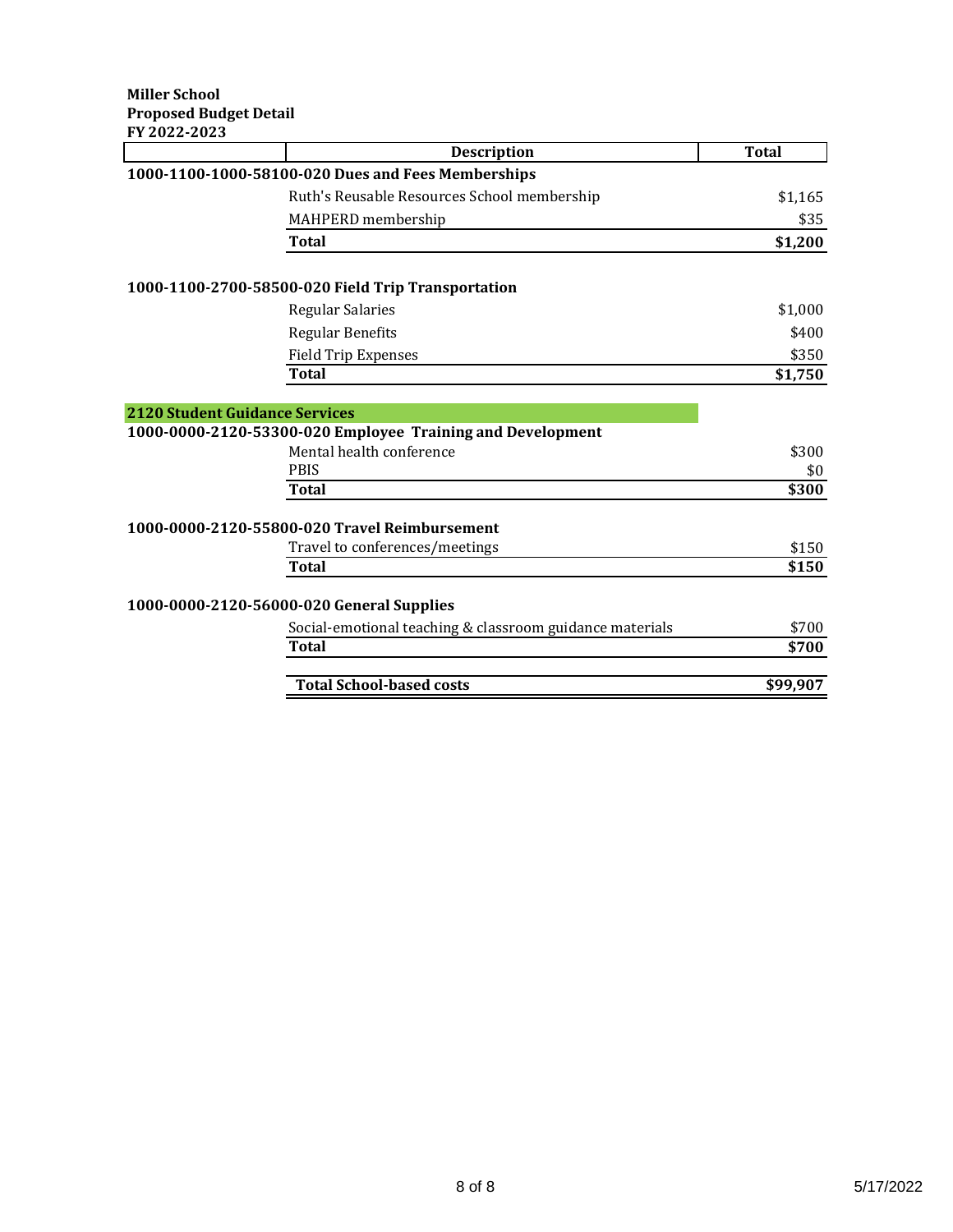**Miller School**
**Proposed Budget Detail**
**FY 2022-2023**

| | Description | Total |
|---|---|---|
| **1000-1100-1000-58100-020 Dues and Fees Memberships** | | |
| | Ruth's Reusable Resources School membership | $1,165 |
| | MAHPERD membership | $35 |
| | **Total** | **$1,200** |
| **1000-1100-2700-58500-020 Field Trip Transportation** | | |
| | Regular Salaries | $1,000 |
| | Regular Benefits | $400 |
| | Field Trip Expenses | $350 |
| | **Total** | **$1,750** |
| **2120 Student Guidance Services** | | |
| **1000-0000-2120-53300-020 Employee Training and Development** | | |
| | Mental health conference | $300 |
| | PBIS | $0 |
| | **Total** | **$300** |
| **1000-0000-2120-55800-020 Travel Reimbursement** | | |
| | Travel to conferences/meetings | $150 |
| | **Total** | **$150** |
| **1000-0000-2120-56000-020 General Supplies** | | |
| | Social-emotional teaching & classroom guidance materials | $700 |
| | **Total** | **$700** |
| | **Total School-based costs** | **$99,907** |